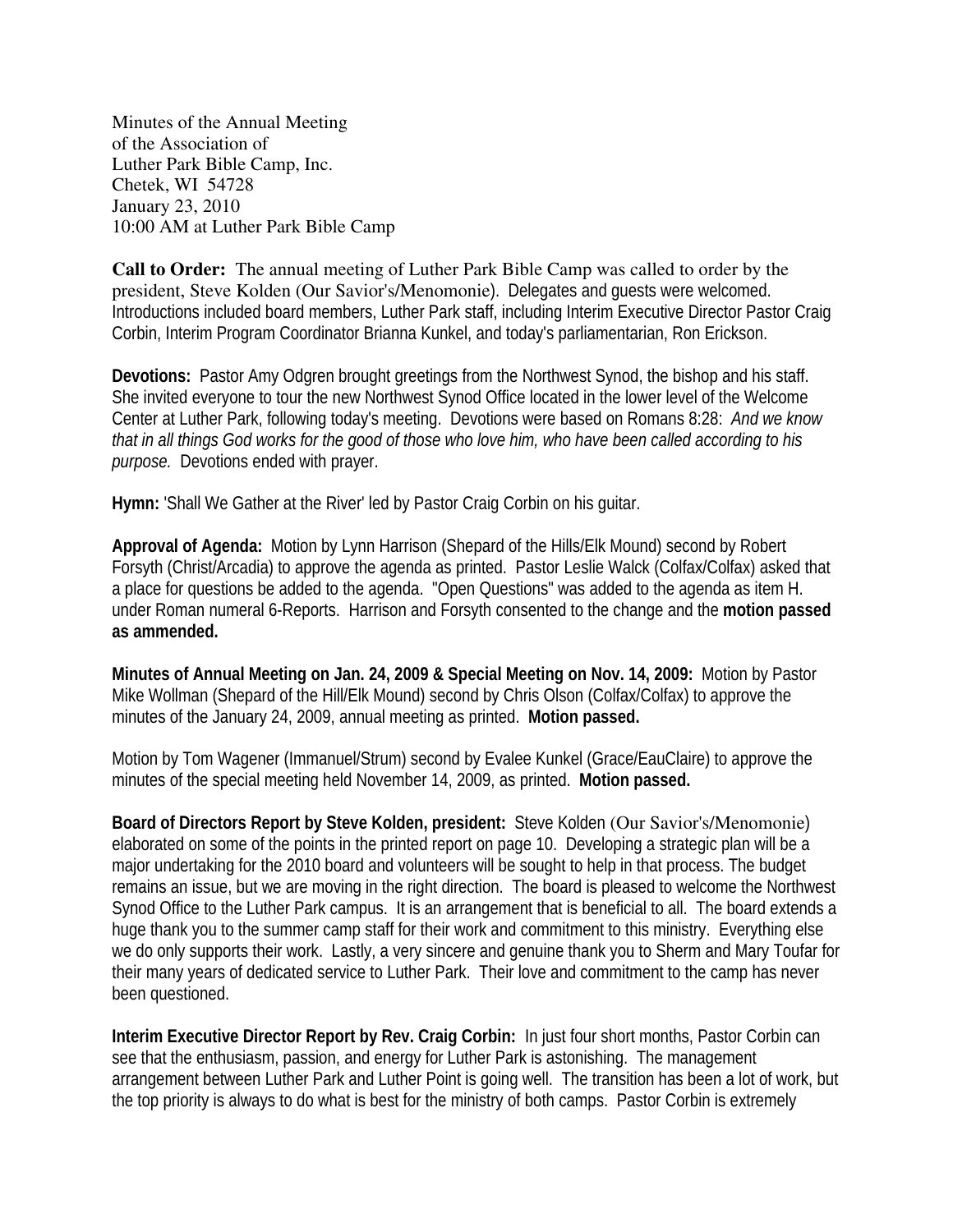Minutes of the Annual Meeting
of the Association of
Luther Park Bible Camp, Inc.
Chetek, WI 54728
January 23, 2010
10:00 AM at Luther Park Bible Camp

**Call to Order:** The annual meeting of Luther Park Bible Camp was called to order by the president, Steve Kolden (Our Savior's/Menomonie). Delegates and guests were welcomed. Introductions included board members, Luther Park staff, including Interim Executive Director Pastor Craig Corbin, Interim Program Coordinator Brianna Kunkel, and today's parliamentarian, Ron Erickson.

**Devotions:** Pastor Amy Odgren brought greetings from the Northwest Synod, the bishop and his staff. She invited everyone to tour the new Northwest Synod Office located in the lower level of the Welcome Center at Luther Park, following today's meeting. Devotions were based on Romans 8:28: *And we know that in all things God works for the good of those who love him, who have been called according to his purpose.* Devotions ended with prayer.

**Hymn:** 'Shall We Gather at the River' led by Pastor Craig Corbin on his guitar.

**Approval of Agenda:** Motion by Lynn Harrison (Shepard of the Hills/Elk Mound) second by Robert Forsyth (Christ/Arcadia) to approve the agenda as printed. Pastor Leslie Walck (Colfax/Colfax) asked that a place for questions be added to the agenda. "Open Questions" was added to the agenda as item H. under Roman numeral 6-Reports. Harrison and Forsyth consented to the change and the **motion passed as ammended.**

**Minutes of Annual Meeting on Jan. 24, 2009 & Special Meeting on Nov. 14, 2009:** Motion by Pastor Mike Wollman (Shepard of the Hill/Elk Mound) second by Chris Olson (Colfax/Colfax) to approve the minutes of the January 24, 2009, annual meeting as printed. **Motion passed.**

Motion by Tom Wagener (Immanuel/Strum) second by Evalee Kunkel (Grace/EauClaire) to approve the minutes of the special meeting held November 14, 2009, as printed. **Motion passed.**

**Board of Directors Report by Steve Kolden, president:** Steve Kolden (Our Savior's/Menomonie) elaborated on some of the points in the printed report on page 10. Developing a strategic plan will be a major undertaking for the 2010 board and volunteers will be sought to help in that process. The budget remains an issue, but we are moving in the right direction. The board is pleased to welcome the Northwest Synod Office to the Luther Park campus. It is an arrangement that is beneficial to all. The board extends a huge thank you to the summer camp staff for their work and commitment to this ministry. Everything else we do only supports their work. Lastly, a very sincere and genuine thank you to Sherm and Mary Toufar for their many years of dedicated service to Luther Park. Their love and commitment to the camp has never been questioned.

**Interim Executive Director Report by Rev. Craig Corbin:** In just four short months, Pastor Corbin can see that the enthusiasm, passion, and energy for Luther Park is astonishing. The management arrangement between Luther Park and Luther Point is going well. The transition has been a lot of work, but the top priority is always to do what is best for the ministry of both camps. Pastor Corbin is extremely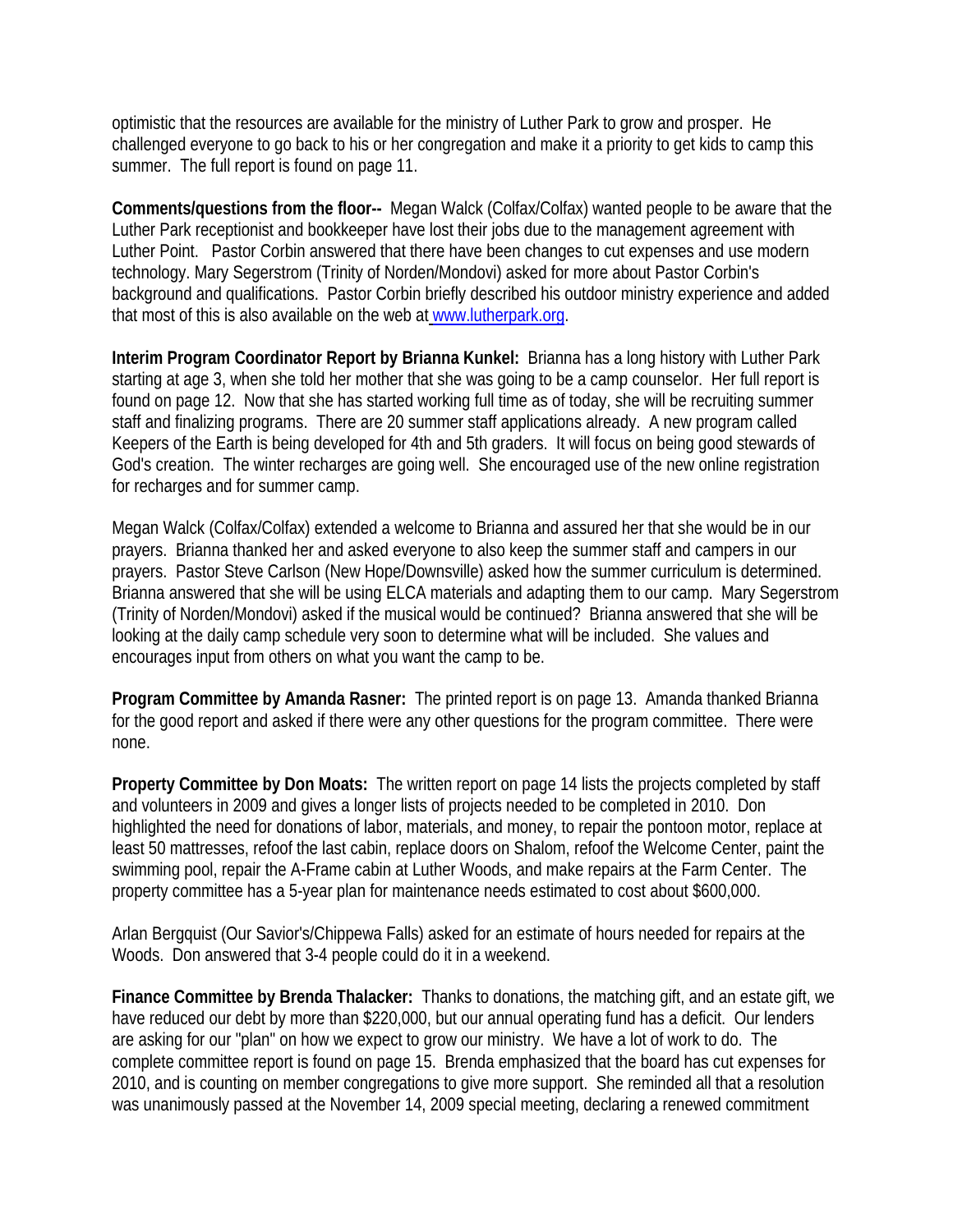optimistic that the resources are available for the ministry of Luther Park to grow and prosper. He challenged everyone to go back to his or her congregation and make it a priority to get kids to camp this summer. The full report is found on page 11.

**Comments/questions from the floor--** Megan Walck (Colfax/Colfax) wanted people to be aware that the Luther Park receptionist and bookkeeper have lost their jobs due to the management agreement with Luther Point. Pastor Corbin answered that there have been changes to cut expenses and use modern technology. Mary Segerstrom (Trinity of Norden/Mondovi) asked for more about Pastor Corbin's background and qualifications. Pastor Corbin briefly described his outdoor ministry experience and added that most of this is also available on the web at www.lutherpark.org.

**Interim Program Coordinator Report by Brianna Kunkel:** Brianna has a long history with Luther Park starting at age 3, when she told her mother that she was going to be a camp counselor. Her full report is found on page 12. Now that she has started working full time as of today, she will be recruiting summer staff and finalizing programs. There are 20 summer staff applications already. A new program called Keepers of the Earth is being developed for 4th and 5th graders. It will focus on being good stewards of God's creation. The winter recharges are going well. She encouraged use of the new online registration for recharges and for summer camp.

Megan Walck (Colfax/Colfax) extended a welcome to Brianna and assured her that she would be in our prayers. Brianna thanked her and asked everyone to also keep the summer staff and campers in our prayers. Pastor Steve Carlson (New Hope/Downsville) asked how the summer curriculum is determined. Brianna answered that she will be using ELCA materials and adapting them to our camp. Mary Segerstrom (Trinity of Norden/Mondovi) asked if the musical would be continued? Brianna answered that she will be looking at the daily camp schedule very soon to determine what will be included. She values and encourages input from others on what you want the camp to be.

**Program Committee by Amanda Rasner:** The printed report is on page 13. Amanda thanked Brianna for the good report and asked if there were any other questions for the program committee. There were none.

**Property Committee by Don Moats:** The written report on page 14 lists the projects completed by staff and volunteers in 2009 and gives a longer lists of projects needed to be completed in 2010. Don highlighted the need for donations of labor, materials, and money, to repair the pontoon motor, replace at least 50 mattresses, refoof the last cabin, replace doors on Shalom, refoof the Welcome Center, paint the swimming pool, repair the A-Frame cabin at Luther Woods, and make repairs at the Farm Center. The property committee has a 5-year plan for maintenance needs estimated to cost about $600,000.

Arlan Bergquist (Our Savior's/Chippewa Falls) asked for an estimate of hours needed for repairs at the Woods. Don answered that 3-4 people could do it in a weekend.

**Finance Committee by Brenda Thalacker:** Thanks to donations, the matching gift, and an estate gift, we have reduced our debt by more than $220,000, but our annual operating fund has a deficit. Our lenders are asking for our "plan" on how we expect to grow our ministry. We have a lot of work to do. The complete committee report is found on page 15. Brenda emphasized that the board has cut expenses for 2010, and is counting on member congregations to give more support. She reminded all that a resolution was unanimously passed at the November 14, 2009 special meeting, declaring a renewed commitment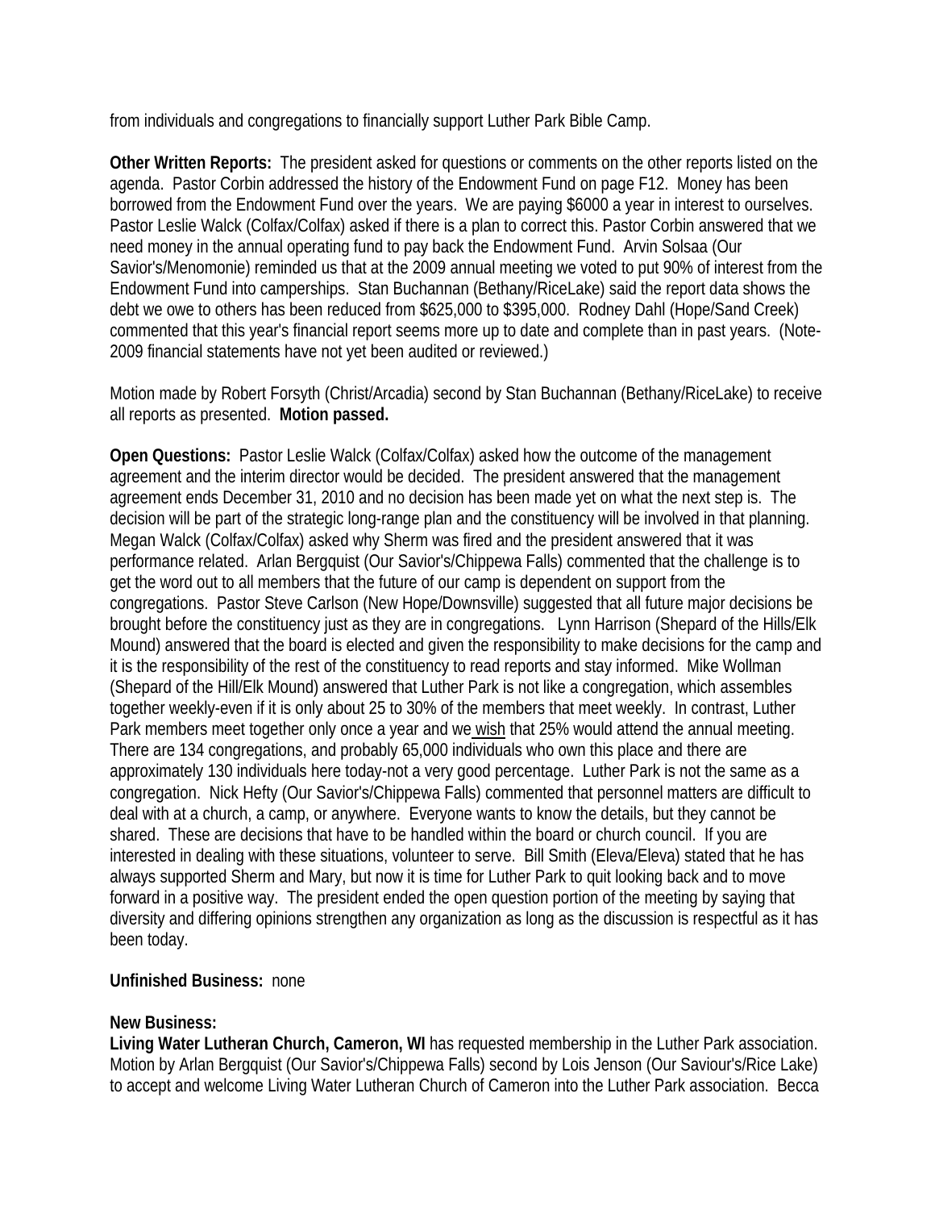from individuals and congregations to financially support Luther Park Bible Camp.

**Other Written Reports:** The president asked for questions or comments on the other reports listed on the agenda. Pastor Corbin addressed the history of the Endowment Fund on page F12. Money has been borrowed from the Endowment Fund over the years. We are paying $6000 a year in interest to ourselves. Pastor Leslie Walck (Colfax/Colfax) asked if there is a plan to correct this. Pastor Corbin answered that we need money in the annual operating fund to pay back the Endowment Fund. Arvin Solsaa (Our Savior's/Menomonie) reminded us that at the 2009 annual meeting we voted to put 90% of interest from the Endowment Fund into camperships. Stan Buchannan (Bethany/RiceLake) said the report data shows the debt we owe to others has been reduced from $625,000 to $395,000. Rodney Dahl (Hope/Sand Creek) commented that this year's financial report seems more up to date and complete than in past years. (Note-2009 financial statements have not yet been audited or reviewed.)

Motion made by Robert Forsyth (Christ/Arcadia) second by Stan Buchannan (Bethany/RiceLake) to receive all reports as presented. **Motion passed.**

**Open Questions:** Pastor Leslie Walck (Colfax/Colfax) asked how the outcome of the management agreement and the interim director would be decided. The president answered that the management agreement ends December 31, 2010 and no decision has been made yet on what the next step is. The decision will be part of the strategic long-range plan and the constituency will be involved in that planning. Megan Walck (Colfax/Colfax) asked why Sherm was fired and the president answered that it was performance related. Arlan Bergquist (Our Savior's/Chippewa Falls) commented that the challenge is to get the word out to all members that the future of our camp is dependent on support from the congregations. Pastor Steve Carlson (New Hope/Downsville) suggested that all future major decisions be brought before the constituency just as they are in congregations. Lynn Harrison (Shepard of the Hills/Elk Mound) answered that the board is elected and given the responsibility to make decisions for the camp and it is the responsibility of the rest of the constituency to read reports and stay informed. Mike Wollman (Shepard of the Hill/Elk Mound) answered that Luther Park is not like a congregation, which assembles together weekly-even if it is only about 25 to 30% of the members that meet weekly. In contrast, Luther Park members meet together only once a year and we wish that 25% would attend the annual meeting. There are 134 congregations, and probably 65,000 individuals who own this place and there are approximately 130 individuals here today-not a very good percentage. Luther Park is not the same as a congregation. Nick Hefty (Our Savior's/Chippewa Falls) commented that personnel matters are difficult to deal with at a church, a camp, or anywhere. Everyone wants to know the details, but they cannot be shared. These are decisions that have to be handled within the board or church council. If you are interested in dealing with these situations, volunteer to serve. Bill Smith (Eleva/Eleva) stated that he has always supported Sherm and Mary, but now it is time for Luther Park to quit looking back and to move forward in a positive way. The president ended the open question portion of the meeting by saying that diversity and differing opinions strengthen any organization as long as the discussion is respectful as it has been today.

**Unfinished Business:** none

**New Business:**
**Living Water Lutheran Church, Cameron, WI** has requested membership in the Luther Park association. Motion by Arlan Bergquist (Our Savior's/Chippewa Falls) second by Lois Jenson (Our Saviour's/Rice Lake) to accept and welcome Living Water Lutheran Church of Cameron into the Luther Park association. Becca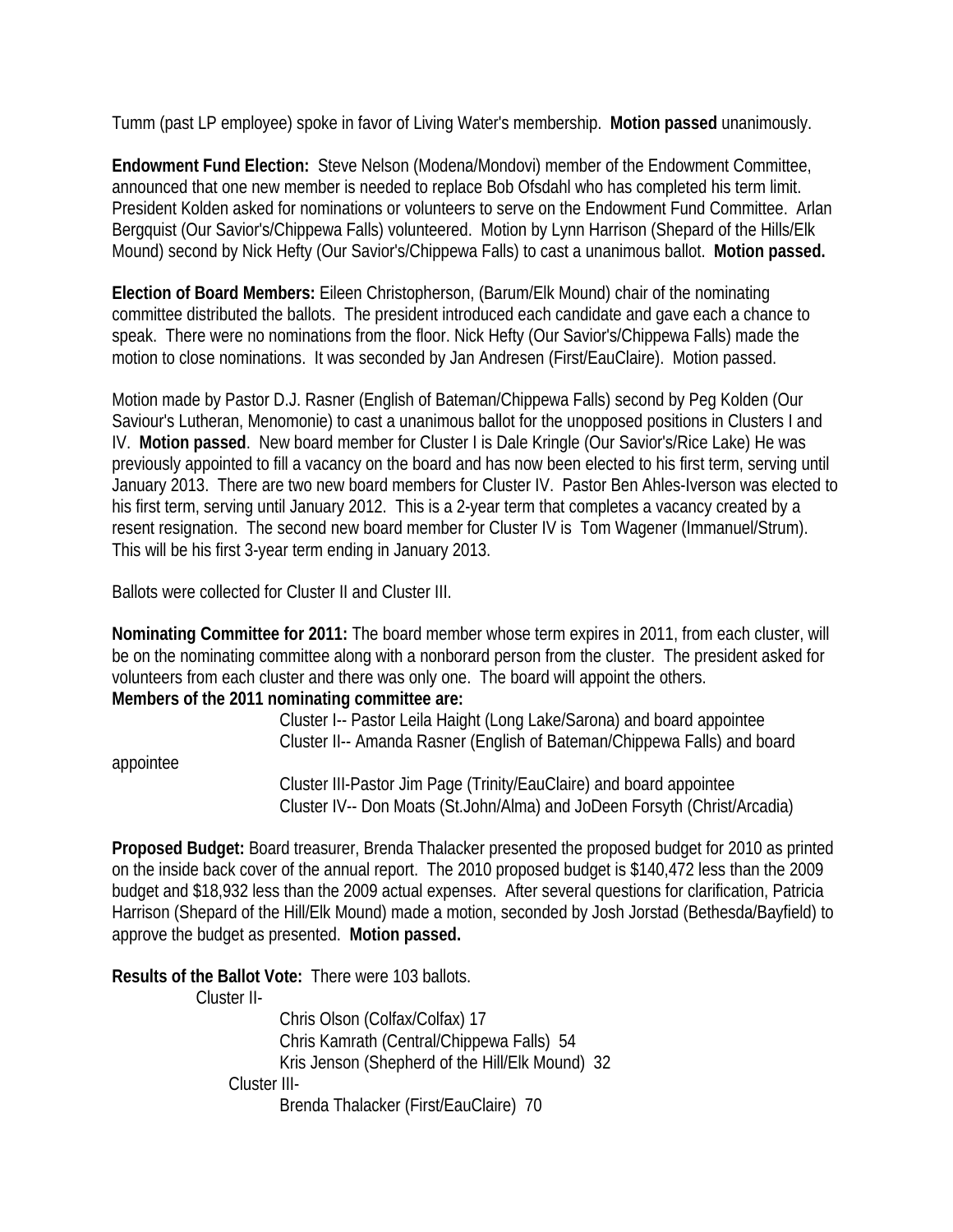Tumm (past LP employee) spoke in favor of Living Water's membership. **Motion passed** unanimously.

**Endowment Fund Election:** Steve Nelson (Modena/Mondovi) member of the Endowment Committee, announced that one new member is needed to replace Bob Ofsdahl who has completed his term limit. President Kolden asked for nominations or volunteers to serve on the Endowment Fund Committee. Arlan Bergquist (Our Savior's/Chippewa Falls) volunteered. Motion by Lynn Harrison (Shepard of the Hills/Elk Mound) second by Nick Hefty (Our Savior's/Chippewa Falls) to cast a unanimous ballot. **Motion passed.**

**Election of Board Members:** Eileen Christopherson, (Barum/Elk Mound) chair of the nominating committee distributed the ballots. The president introduced each candidate and gave each a chance to speak. There were no nominations from the floor. Nick Hefty (Our Savior's/Chippewa Falls) made the motion to close nominations. It was seconded by Jan Andresen (First/EauClaire). Motion passed.

Motion made by Pastor D.J. Rasner (English of Bateman/Chippewa Falls) second by Peg Kolden (Our Saviour's Lutheran, Menomonie) to cast a unanimous ballot for the unopposed positions in Clusters I and IV. **Motion passed**. New board member for Cluster I is Dale Kringle (Our Savior's/Rice Lake) He was previously appointed to fill a vacancy on the board and has now been elected to his first term, serving until January 2013. There are two new board members for Cluster IV. Pastor Ben Ahles-Iverson was elected to his first term, serving until January 2012. This is a 2-year term that completes a vacancy created by a resent resignation. The second new board member for Cluster IV is Tom Wagener (Immanuel/Strum). This will be his first 3-year term ending in January 2013.

Ballots were collected for Cluster II and Cluster III.

**Nominating Committee for 2011:** The board member whose term expires in 2011, from each cluster, will be on the nominating committee along with a nonborard person from the cluster. The president asked for volunteers from each cluster and there was only one. The board will appoint the others.

**Members of the 2011 nominating committee are:**

Cluster I-- Pastor Leila Haight (Long Lake/Sarona) and board appointee
Cluster II-- Amanda Rasner (English of Bateman/Chippewa Falls) and board appointee
Cluster III-Pastor Jim Page (Trinity/EauClaire) and board appointee
Cluster IV-- Don Moats (St.John/Alma) and JoDeen Forsyth (Christ/Arcadia)

**Proposed Budget:** Board treasurer, Brenda Thalacker presented the proposed budget for 2010 as printed on the inside back cover of the annual report. The 2010 proposed budget is $140,472 less than the 2009 budget and $18,932 less than the 2009 actual expenses. After several questions for clarification, Patricia Harrison (Shepard of the Hill/Elk Mound) made a motion, seconded by Josh Jorstad (Bethesda/Bayfield) to approve the budget as presented. **Motion passed.**

**Results of the Ballot Vote:** There were 103 ballots.

Cluster II-
Chris Olson (Colfax/Colfax) 17
Chris Kamrath (Central/Chippewa Falls) 54
Kris Jenson (Shepherd of the Hill/Elk Mound) 32

Cluster III-
Brenda Thalacker (First/EauClaire) 70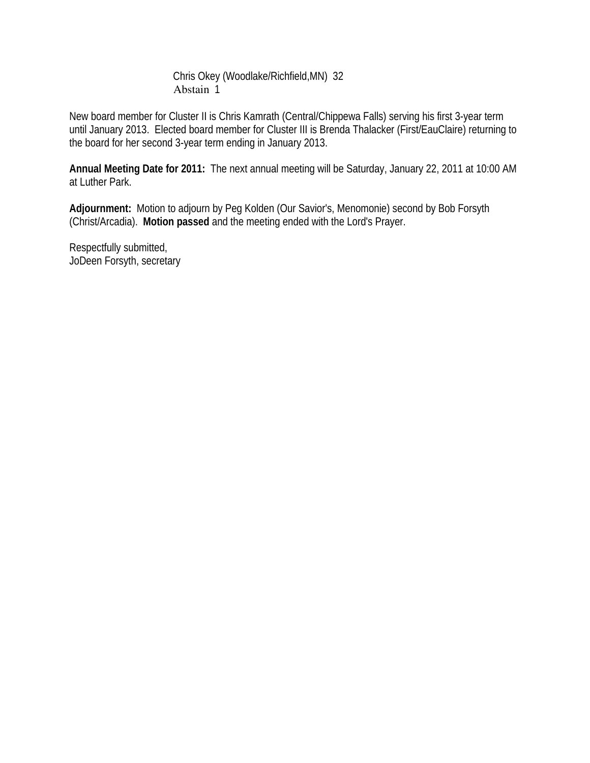Chris Okey (Woodlake/Richfield,MN)  32
Abstain  1

New board member for Cluster II is Chris Kamrath (Central/Chippewa Falls) serving his first 3-year term until January 2013.  Elected board member for Cluster III is Brenda Thalacker (First/EauClaire) returning to the board for her second 3-year term ending in January 2013.

**Annual Meeting Date for 2011:** The next annual meeting will be Saturday, January 22, 2011 at 10:00 AM at Luther Park.

**Adjournment:** Motion to adjourn by Peg Kolden (Our Savior's, Menomonie) second by Bob Forsyth (Christ/Arcadia).  **Motion passed** and the meeting ended with the Lord's Prayer.

Respectfully submitted,
JoDeen Forsyth, secretary